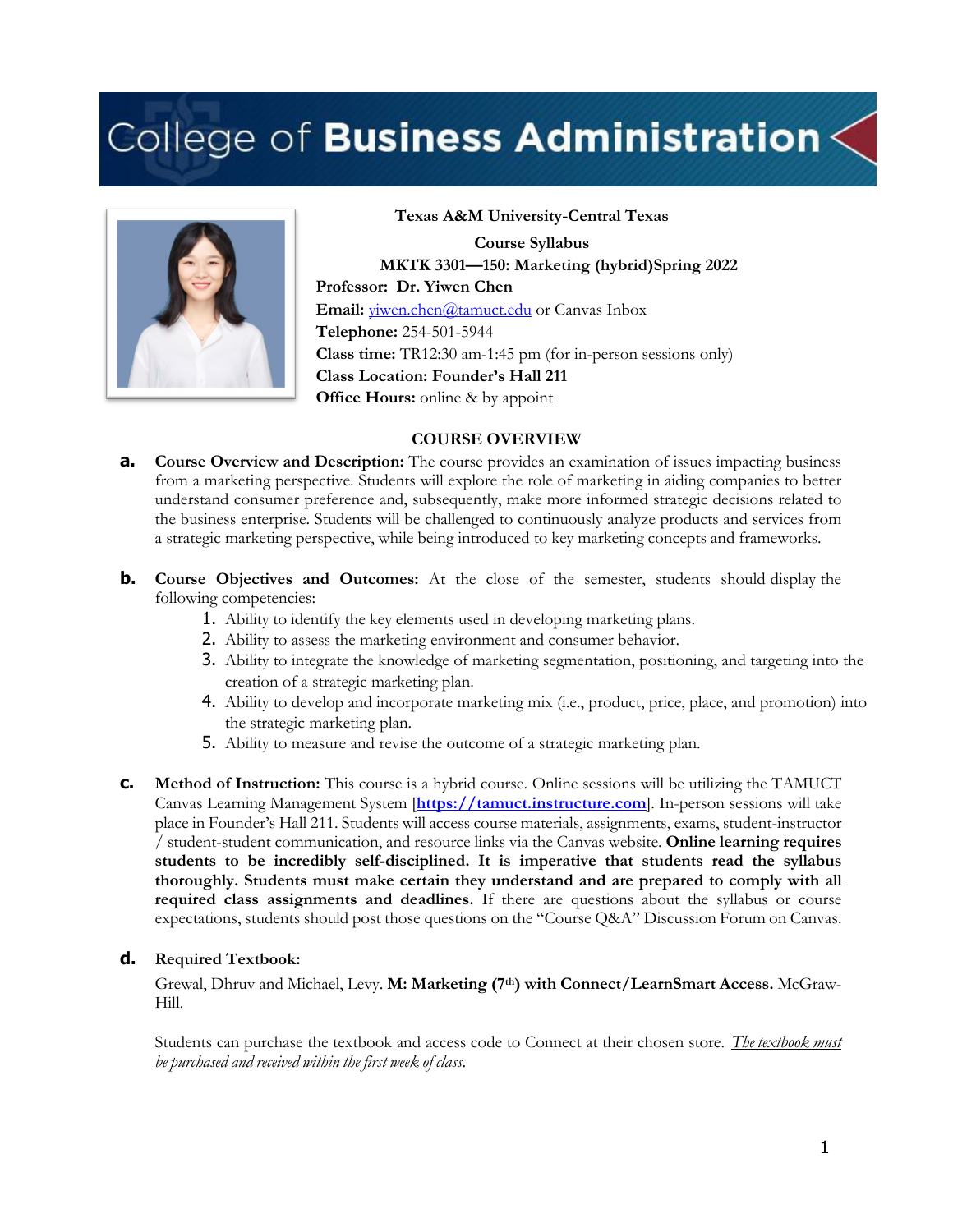# College of Business Administration

**Texas A&M University-Central Texas**

**Course Syllabus**

**MKTK 3301—150: Marketing (hybrid)Spring 2022**

**Professor:** **Dr. Yiwen Chen**
**Email:** yiwen.chen@tamuct.edu or Canvas Inbox
**Telephone:** 254-501-5944
**Class time:** TR12:30 am-1:45 pm (for in-person sessions only)
**Class Location: Founder's Hall 211**
**Office Hours:** online & by appoint

## COURSE OVERVIEW

**a.** **Course Overview and Description:** The course provides an examination of issues impacting business from a marketing perspective. Students will explore the role of marketing in aiding companies to better understand consumer preference and, subsequently, make more informed strategic decisions related to the business enterprise. Students will be challenged to continuously analyze products and services from a strategic marketing perspective, while being introduced to key marketing concepts and frameworks.

**b.** **Course Objectives and Outcomes:** At the close of the semester, students should display the following competencies:

1. Ability to identify the key elements used in developing marketing plans.
2. Ability to assess the marketing environment and consumer behavior.
3. Ability to integrate the knowledge of marketing segmentation, positioning, and targeting into the creation of a strategic marketing plan.
4. Ability to develop and incorporate marketing mix (i.e., product, price, place, and promotion) into the strategic marketing plan.
5. Ability to measure and revise the outcome of a strategic marketing plan.

**c.** **Method of Instruction:** This course is a hybrid course. Online sessions will be utilizing the TAMUCT Canvas Learning Management System [**https://tamuct.instructure.com**]. In-person sessions will take place in Founder's Hall 211. Students will access course materials, assignments, exams, student-instructor / student-student communication, and resource links via the Canvas website. **Online learning requires students to be incredibly self-disciplined. It is imperative that students read the syllabus thoroughly. Students must make certain they understand and are prepared to comply with all required class assignments and deadlines.** If there are questions about the syllabus or course expectations, students should post those questions on the "Course Q&A" Discussion Forum on Canvas.

**d.** **Required Textbook:**

Grewal, Dhruv and Michael, Levy. **M: Marketing (7th) with Connect/LearnSmart Access.** McGraw-Hill.

Students can purchase the textbook and access code to Connect at their chosen store. *The textbook must be purchased and received within the first week of class.*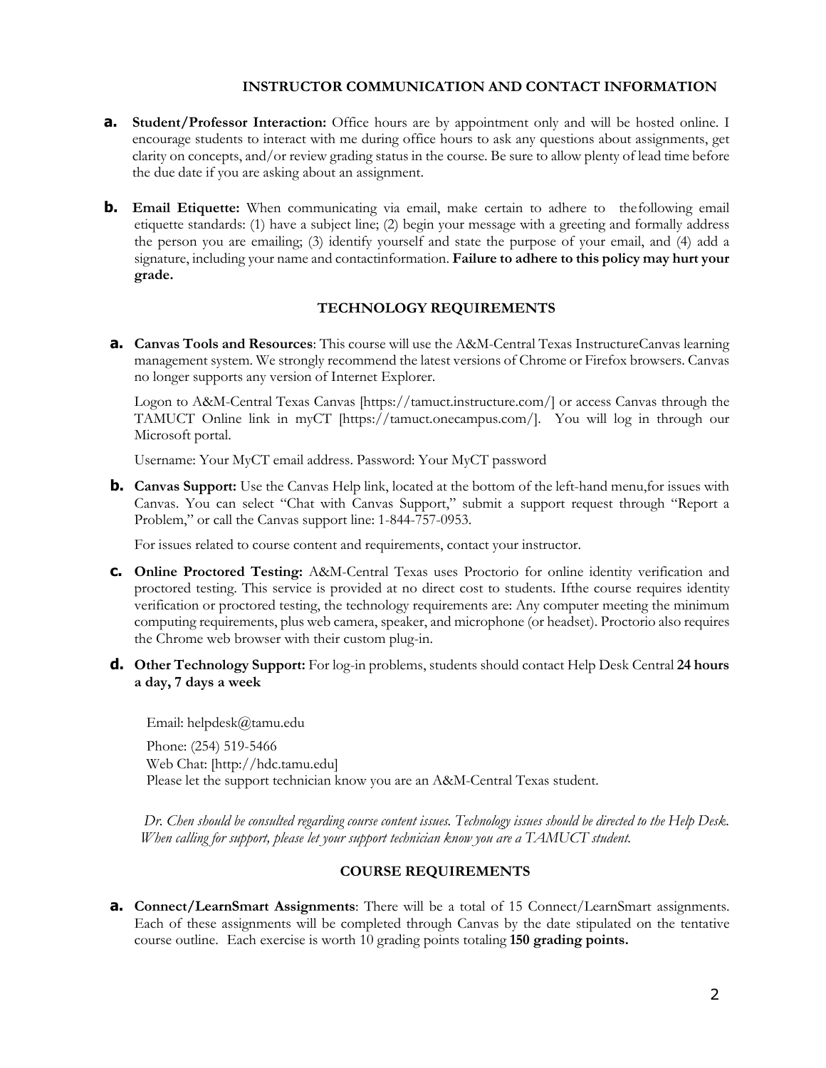## INSTRUCTOR COMMUNICATION AND CONTACT INFORMATION

**a. Student/Professor Interaction:** Office hours are by appointment only and will be hosted online. I encourage students to interact with me during office hours to ask any questions about assignments, get clarity on concepts, and/or review grading status in the course. Be sure to allow plenty of lead time before the due date if you are asking about an assignment.

**b. Email Etiquette:** When communicating via email, make certain to adhere to the following email etiquette standards: (1) have a subject line; (2) begin your message with a greeting and formally address the person you are emailing; (3) identify yourself and state the purpose of your email, and (4) add a signature, including your name and contact information. **Failure to adhere to this policy may hurt your grade.**

## TECHNOLOGY REQUIREMENTS

**a. Canvas Tools and Resources**: This course will use the A&M-Central Texas Instructure Canvas learning management system. We strongly recommend the latest versions of Chrome or Firefox browsers. Canvas no longer supports any version of Internet Explorer.

Logon to A&M-Central Texas Canvas [https://tamuct.instructure.com/] or access Canvas through the TAMUCT Online link in myCT [https://tamuct.onecampus.com/]. You will log in through our Microsoft portal.

Username: Your MyCT email address. Password: Your MyCT password

**b. Canvas Support:** Use the Canvas Help link, located at the bottom of the left-hand menu, for issues with Canvas. You can select "Chat with Canvas Support," submit a support request through "Report a Problem," or call the Canvas support line: 1-844-757-0953.

For issues related to course content and requirements, contact your instructor.

**c. Online Proctored Testing:** A&M-Central Texas uses Proctorio for online identity verification and proctored testing. This service is provided at no direct cost to students. If the course requires identity verification or proctored testing, the technology requirements are: Any computer meeting the minimum computing requirements, plus web camera, speaker, and microphone (or headset). Proctorio also requires the Chrome web browser with their custom plug-in.

**d. Other Technology Support:** For log-in problems, students should contact Help Desk Central **24 hours a day, 7 days a week**

Email: helpdesk@tamu.edu

Phone: (254) 519-5466
Web Chat: [http://hdc.tamu.edu]
Please let the support technician know you are an A&M-Central Texas student.

*Dr. Chen should be consulted regarding course content issues. Technology issues should be directed to the Help Desk. When calling for support, please let your support technician know you are a TAMUCT student.*

## COURSE REQUIREMENTS

**a. Connect/LearnSmart Assignments**: There will be a total of 15 Connect/LearnSmart assignments. Each of these assignments will be completed through Canvas by the date stipulated on the tentative course outline. Each exercise is worth 10 grading points totaling **150 grading points.**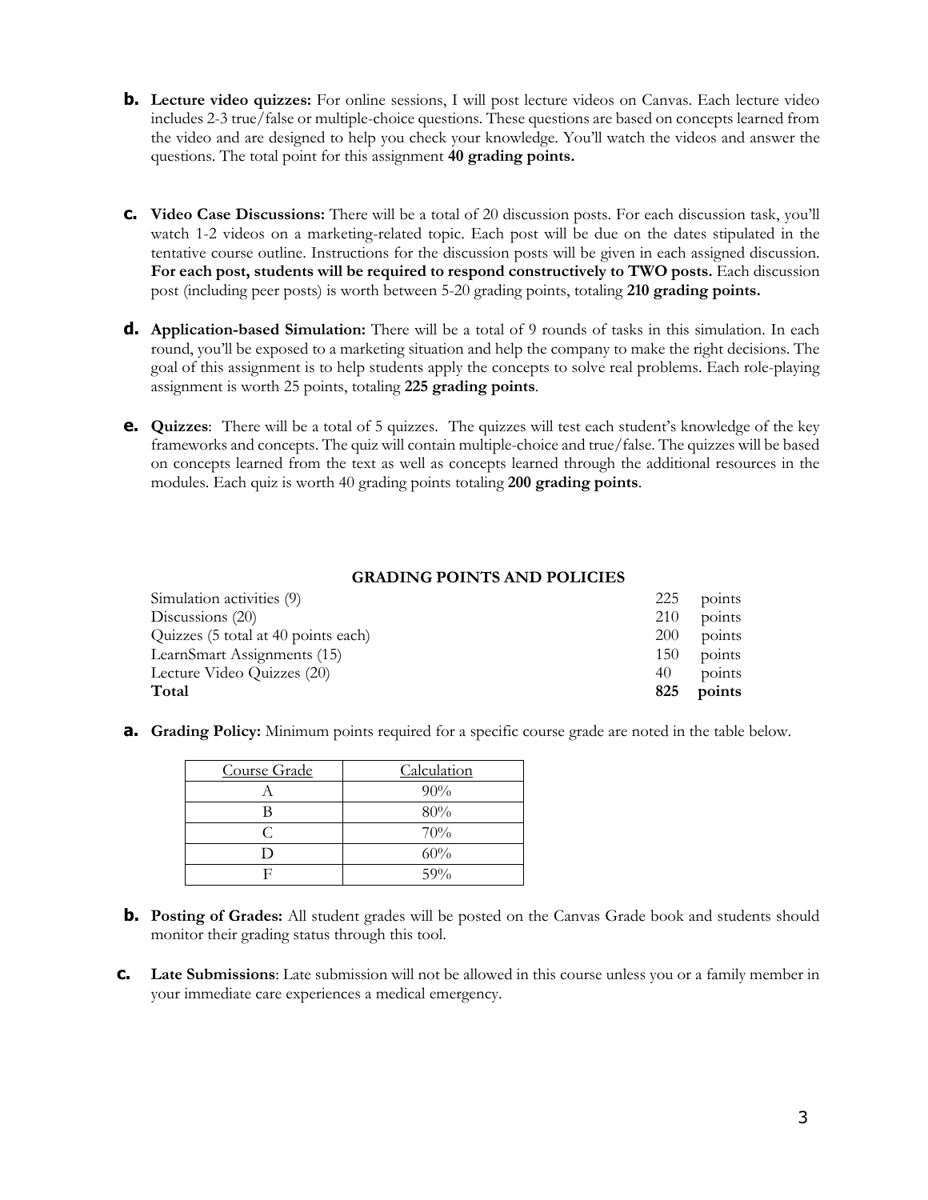**b. Lecture video quizzes:** For online sessions, I will post lecture videos on Canvas. Each lecture video includes 2-3 true/false or multiple-choice questions. These questions are based on concepts learned from the video and are designed to help you check your knowledge. You'll watch the videos and answer the questions. The total point for this assignment **40 grading points.**

**c. Video Case Discussions:** There will be a total of 20 discussion posts. For each discussion task, you'll watch 1-2 videos on a marketing-related topic. Each post will be due on the dates stipulated in the tentative course outline. Instructions for the discussion posts will be given in each assigned discussion. **For each post, students will be required to respond constructively to TWO posts.** Each discussion post (including peer posts) is worth between 5-20 grading points, totaling **210 grading points.**

**d. Application-based Simulation:** There will be a total of 9 rounds of tasks in this simulation. In each round, you'll be exposed to a marketing situation and help the company to make the right decisions. The goal of this assignment is to help students apply the concepts to solve real problems. Each role-playing assignment is worth 25 points, totaling **225 grading points**.

**e. Quizzes**: There will be a total of 5 quizzes. The quizzes will test each student's knowledge of the key frameworks and concepts. The quiz will contain multiple-choice and true/false. The quizzes will be based on concepts learned from the text as well as concepts learned through the additional resources in the modules. Each quiz is worth 40 grading points totaling **200 grading points**.

**GRADING POINTS AND POLICIES**

| | | |
|---|---|---|
| Simulation activities (9) | 225 | points |
| Discussions (20) | 210 | points |
| Quizzes (5 total at 40 points each) | 200 | points |
| LearnSmart Assignments (15) | 150 | points |
| Lecture Video Quizzes (20) | 40 | points |
| **Total** | **825** | **points** |

**a. Grading Policy:** Minimum points required for a specific course grade are noted in the table below.

| Course Grade | Calculation |
|---|---|
| A | 90% |
| B | 80% |
| C | 70% |
| D | 60% |
| F | 59% |

**b. Posting of Grades:** All student grades will be posted on the Canvas Grade book and students should monitor their grading status through this tool.

**c. Late Submissions**: Late submission will not be allowed in this course unless you or a family member in your immediate care experiences a medical emergency.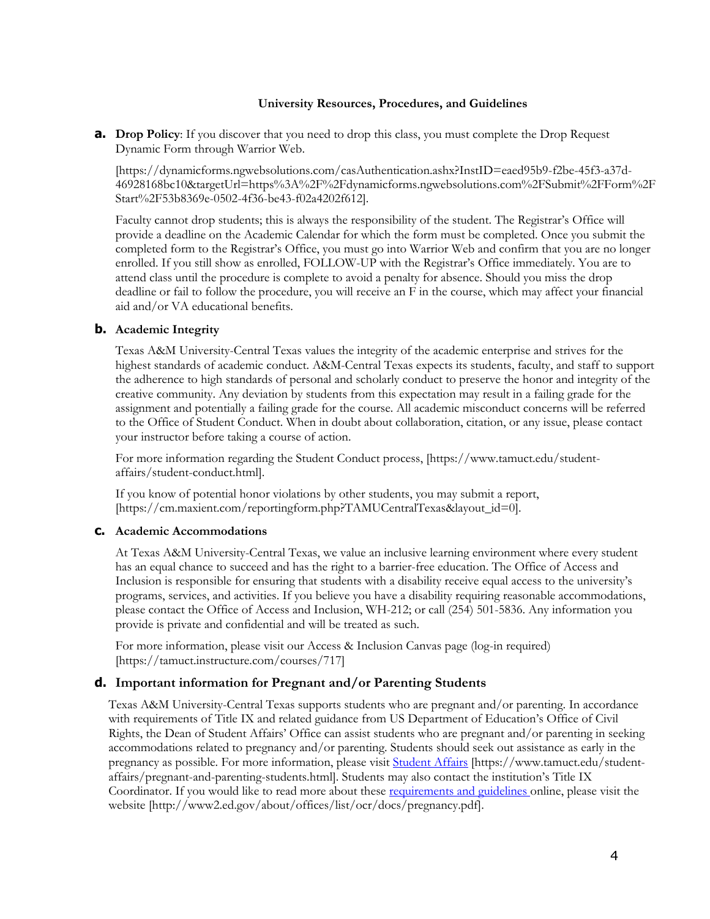**University Resources, Procedures, and Guidelines**

**a. Drop Policy**: If you discover that you need to drop this class, you must complete the Drop Request Dynamic Form through Warrior Web.

[https://dynamicforms.ngwebsolutions.com/casAuthentication.ashx?InstID=eaed95b9-f2be-45f3-a37d-46928168bc10&targetUrl=https%3A%2F%2Fdynamicforms.ngwebsolutions.com%2FSubmit%2FForm%2FStart%2F53b8369e-0502-4f36-be43-f02a4202f612].

Faculty cannot drop students; this is always the responsibility of the student. The Registrar's Office will provide a deadline on the Academic Calendar for which the form must be completed. Once you submit the completed form to the Registrar's Office, you must go into Warrior Web and confirm that you are no longer enrolled. If you still show as enrolled, FOLLOW-UP with the Registrar's Office immediately. You are to attend class until the procedure is complete to avoid a penalty for absence. Should you miss the drop deadline or fail to follow the procedure, you will receive an F in the course, which may affect your financial aid and/or VA educational benefits.

**b. Academic Integrity**

Texas A&M University-Central Texas values the integrity of the academic enterprise and strives for the highest standards of academic conduct. A&M-Central Texas expects its students, faculty, and staff to support the adherence to high standards of personal and scholarly conduct to preserve the honor and integrity of the creative community. Any deviation by students from this expectation may result in a failing grade for the assignment and potentially a failing grade for the course. All academic misconduct concerns will be referred to the Office of Student Conduct. When in doubt about collaboration, citation, or any issue, please contact your instructor before taking a course of action.

For more information regarding the Student Conduct process, [https://www.tamuct.edu/student-affairs/student-conduct.html].

If you know of potential honor violations by other students, you may submit a report, [https://cm.maxient.com/reportingform.php?TAMUCentralTexas&layout_id=0].

**c. Academic Accommodations**

At Texas A&M University-Central Texas, we value an inclusive learning environment where every student has an equal chance to succeed and has the right to a barrier-free education. The Office of Access and Inclusion is responsible for ensuring that students with a disability receive equal access to the university's programs, services, and activities. If you believe you have a disability requiring reasonable accommodations, please contact the Office of Access and Inclusion, WH-212; or call (254) 501-5836. Any information you provide is private and confidential and will be treated as such.

For more information, please visit our Access & Inclusion Canvas page (log-in required) [https://tamuct.instructure.com/courses/717]

**d. Important information for Pregnant and/or Parenting Students**

Texas A&M University-Central Texas supports students who are pregnant and/or parenting. In accordance with requirements of Title IX and related guidance from US Department of Education's Office of Civil Rights, the Dean of Student Affairs' Office can assist students who are pregnant and/or parenting in seeking accommodations related to pregnancy and/or parenting. Students should seek out assistance as early in the pregnancy as possible. For more information, please visit Student Affairs [https://www.tamuct.edu/student-affairs/pregnant-and-parenting-students.html]. Students may also contact the institution's Title IX Coordinator. If you would like to read more about these requirements and guidelines online, please visit the website [http://www2.ed.gov/about/offices/list/ocr/docs/pregnancy.pdf].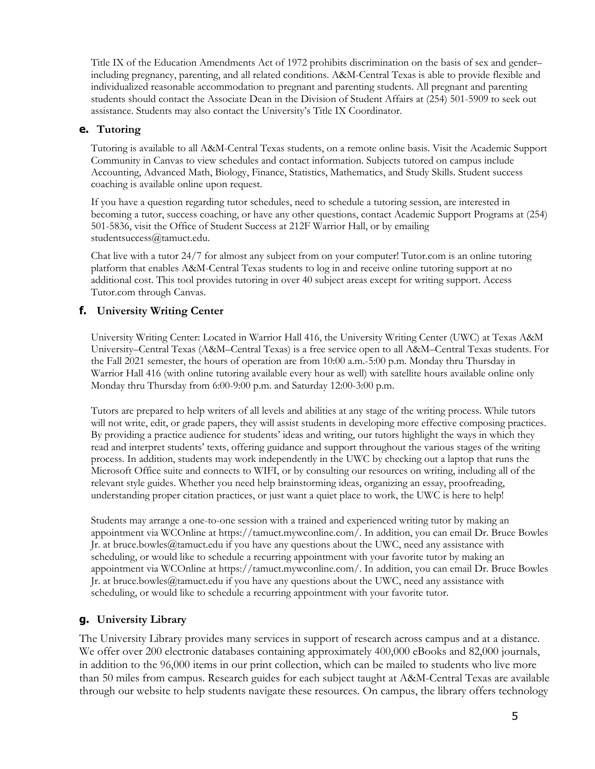Title IX of the Education Amendments Act of 1972 prohibits discrimination on the basis of sex and gender– including pregnancy, parenting, and all related conditions. A&M-Central Texas is able to provide flexible and individualized reasonable accommodation to pregnant and parenting students. All pregnant and parenting students should contact the Associate Dean in the Division of Student Affairs at (254) 501-5909 to seek out assistance. Students may also contact the University's Title IX Coordinator.

### e. Tutoring

Tutoring is available to all A&M-Central Texas students, on a remote online basis. Visit the Academic Support Community in Canvas to view schedules and contact information. Subjects tutored on campus include Accounting, Advanced Math, Biology, Finance, Statistics, Mathematics, and Study Skills. Student success coaching is available online upon request.

If you have a question regarding tutor schedules, need to schedule a tutoring session, are interested in becoming a tutor, success coaching, or have any other questions, contact Academic Support Programs at (254) 501-5836, visit the Office of Student Success at 212F Warrior Hall, or by emailing studentsuccess@tamuct.edu.

Chat live with a tutor 24/7 for almost any subject from on your computer! Tutor.com is an online tutoring platform that enables A&M-Central Texas students to log in and receive online tutoring support at no additional cost. This tool provides tutoring in over 40 subject areas except for writing support. Access Tutor.com through Canvas.

### f. University Writing Center

University Writing Center: Located in Warrior Hall 416, the University Writing Center (UWC) at Texas A&M University–Central Texas (A&M–Central Texas) is a free service open to all A&M–Central Texas students. For the Fall 2021 semester, the hours of operation are from 10:00 a.m.-5:00 p.m. Monday thru Thursday in Warrior Hall 416 (with online tutoring available every hour as well) with satellite hours available online only Monday thru Thursday from 6:00-9:00 p.m. and Saturday 12:00-3:00 p.m.

Tutors are prepared to help writers of all levels and abilities at any stage of the writing process. While tutors will not write, edit, or grade papers, they will assist students in developing more effective composing practices. By providing a practice audience for students' ideas and writing, our tutors highlight the ways in which they read and interpret students' texts, offering guidance and support throughout the various stages of the writing process. In addition, students may work independently in the UWC by checking out a laptop that runs the Microsoft Office suite and connects to WIFI, or by consulting our resources on writing, including all of the relevant style guides. Whether you need help brainstorming ideas, organizing an essay, proofreading, understanding proper citation practices, or just want a quiet place to work, the UWC is here to help!

Students may arrange a one-to-one session with a trained and experienced writing tutor by making an appointment via WCOnline at https://tamuct.mywconline.com/. In addition, you can email Dr. Bruce Bowles Jr. at bruce.bowles@tamuct.edu if you have any questions about the UWC, need any assistance with scheduling, or would like to schedule a recurring appointment with your favorite tutor by making an appointment via WCOnline at https://tamuct.mywconline.com/. In addition, you can email Dr. Bruce Bowles Jr. at bruce.bowles@tamuct.edu if you have any questions about the UWC, need any assistance with scheduling, or would like to schedule a recurring appointment with your favorite tutor.

### g. University Library

The University Library provides many services in support of research across campus and at a distance. We offer over 200 electronic databases containing approximately 400,000 eBooks and 82,000 journals, in addition to the 96,000 items in our print collection, which can be mailed to students who live more than 50 miles from campus. Research guides for each subject taught at A&M-Central Texas are available through our website to help students navigate these resources. On campus, the library offers technology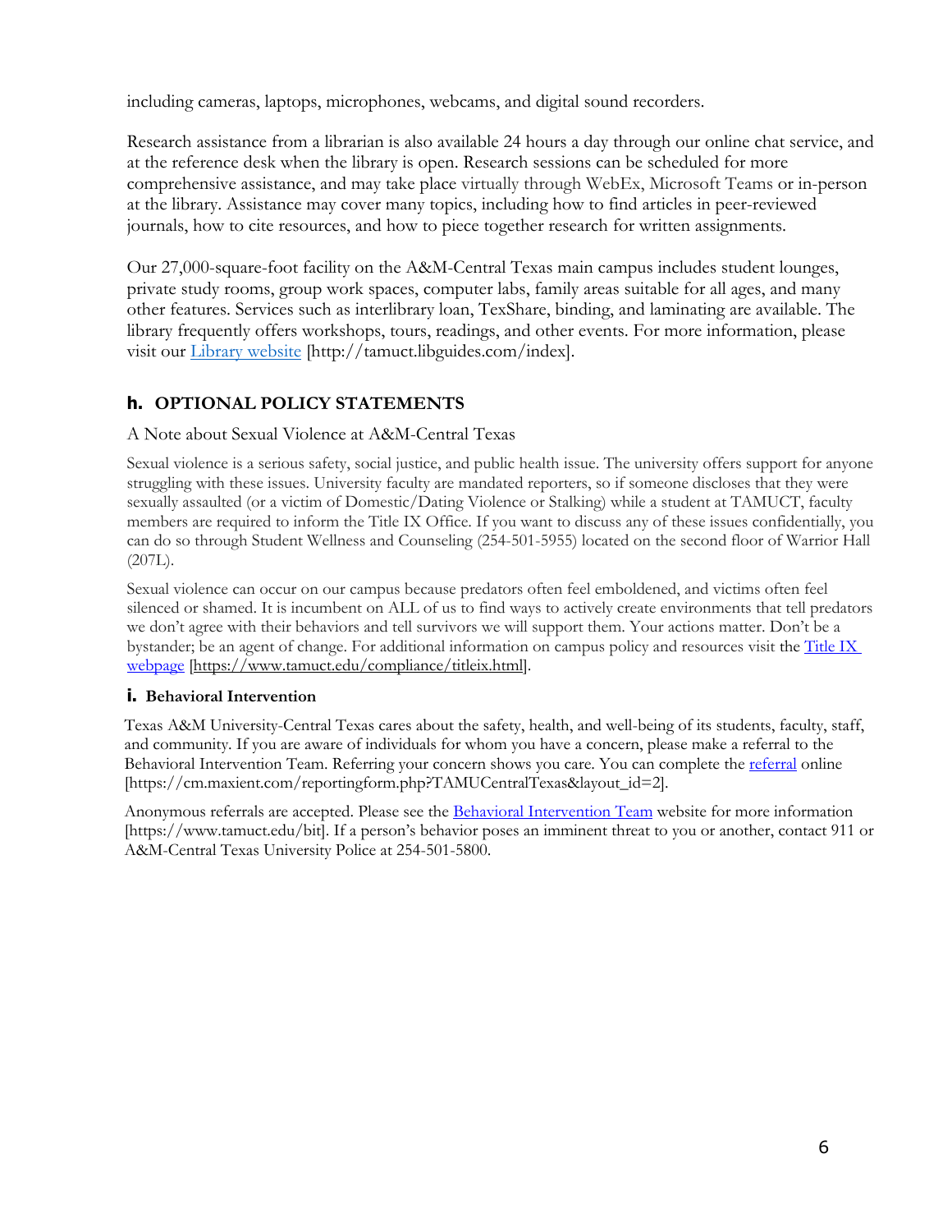including cameras, laptops, microphones, webcams, and digital sound recorders.

Research assistance from a librarian is also available 24 hours a day through our online chat service, and at the reference desk when the library is open. Research sessions can be scheduled for more comprehensive assistance, and may take place virtually through WebEx, Microsoft Teams or in-person at the library. Assistance may cover many topics, including how to find articles in peer-reviewed journals, how to cite resources, and how to piece together research for written assignments.

Our 27,000-square-foot facility on the A&M-Central Texas main campus includes student lounges, private study rooms, group work spaces, computer labs, family areas suitable for all ages, and many other features. Services such as interlibrary loan, TexShare, binding, and laminating are available. The library frequently offers workshops, tours, readings, and other events. For more information, please visit our [Library website](http://tamuct.libguides.com/index) [http://tamuct.libguides.com/index].

### h. OPTIONAL POLICY STATEMENTS

A Note about Sexual Violence at A&M-Central Texas

Sexual violence is a serious safety, social justice, and public health issue. The university offers support for anyone struggling with these issues. University faculty are mandated reporters, so if someone discloses that they were sexually assaulted (or a victim of Domestic/Dating Violence or Stalking) while a student at TAMUCT, faculty members are required to inform the Title IX Office. If you want to discuss any of these issues confidentially, you can do so through Student Wellness and Counseling (254-501-5955) located on the second floor of Warrior Hall (207L).

Sexual violence can occur on our campus because predators often feel emboldened, and victims often feel silenced or shamed. It is incumbent on ALL of us to find ways to actively create environments that tell predators we don't agree with their behaviors and tell survivors we will support them. Your actions matter. Don't be a bystander; be an agent of change. For additional information on campus policy and resources visit the [Title IX webpage](https://www.tamuct.edu/compliance/titleix.html) [https://www.tamuct.edu/compliance/titleix.html].

### i. Behavioral Intervention

Texas A&M University-Central Texas cares about the safety, health, and well-being of its students, faculty, staff, and community. If you are aware of individuals for whom you have a concern, please make a referral to the Behavioral Intervention Team. Referring your concern shows you care. You can complete the [referral](https://cm.maxient.com/reportingform.php?TAMUCentralTexas&layout_id=2) online [https://cm.maxient.com/reportingform.php?TAMUCentralTexas&layout_id=2].

Anonymous referrals are accepted. Please see the [Behavioral Intervention Team](https://www.tamuct.edu/bit) website for more information [https://www.tamuct.edu/bit]. If a person's behavior poses an imminent threat to you or another, contact 911 or A&M-Central Texas University Police at 254-501-5800.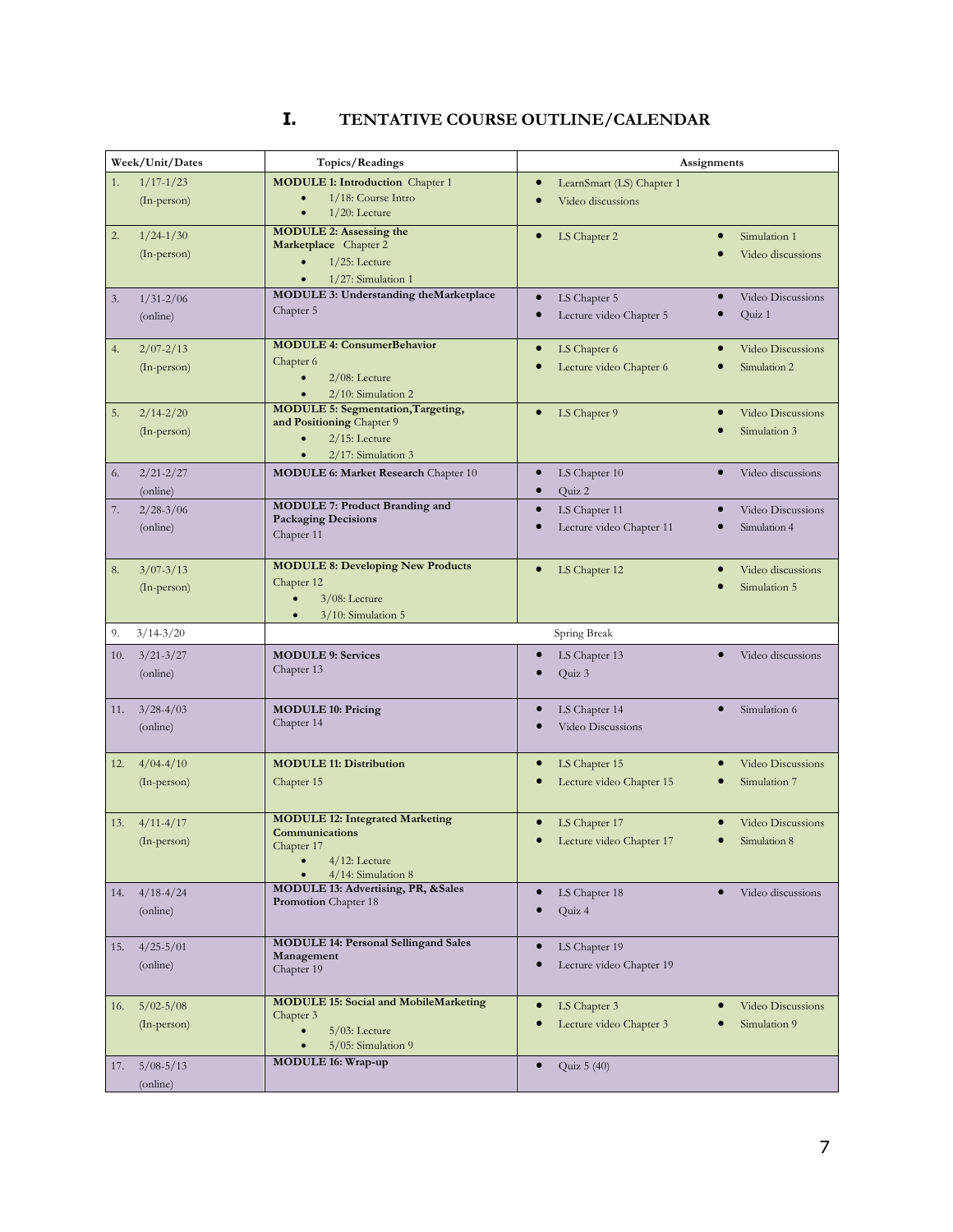# I. TENTATIVE COURSE OUTLINE/CALENDAR

| Week/Unit/Dates | Topics/Readings | Assignments | |
|---|---|---|---|
| 1. 1/17-1/23 (In-person) | **MODULE 1: Introduction** Chapter 1<br>• 1/18: Course Intro<br>• 1/20: Lecture | • LearnSmart (LS) Chapter 1<br>• Video discussions | |
| 2. 1/24-1/30 (In-person) | **MODULE 2: Assessing the Marketplace** Chapter 2<br>• 1/25: Lecture<br>• 1/27: Simulation 1 | • LS Chapter 2 | • Simulation 1<br>• Video discussions |
| 3. 1/31-2/06 (online) | **MODULE 3: Understanding theMarketplace** Chapter 5 | • LS Chapter 5<br>• Lecture video Chapter 5 | • Video Discussions<br>• Quiz 1 |
| 4. 2/07-2/13 (In-person) | **MODULE 4: ConsumerBehavior** Chapter 6<br>• 2/08: Lecture<br>• 2/10: Simulation 2 | • LS Chapter 6<br>• Lecture video Chapter 6 | • Video Discussions<br>• Simulation 2 |
| 5. 2/14-2/20 (In-person) | **MODULE 5: Segmentation,Targeting, and Positioning** Chapter 9<br>• 2/15: Lecture<br>• 2/17: Simulation 3 | • LS Chapter 9 | • Video Discussions<br>• Simulation 3 |
| 6. 2/21-2/27 (online) | **MODULE 6: Market Research** Chapter 10 | • LS Chapter 10<br>• Quiz 2 | • Video discussions |
| 7. 2/28-3/06 (online) | **MODULE 7: Product Branding and Packaging Decisions** Chapter 11 | • LS Chapter 11<br>• Lecture video Chapter 11 | • Video Discussions<br>• Simulation 4 |
| 8. 3/07-3/13 (In-person) | **MODULE 8: Developing New Products** Chapter 12<br>• 3/08: Lecture<br>• 3/10: Simulation 5 | • LS Chapter 12 | • Video discussions<br>• Simulation 5 |
| 9. 3/14-3/20 | Spring Break | | |
| 10. 3/21-3/27 (online) | **MODULE 9: Services** Chapter 13 | • LS Chapter 13<br>• Quiz 3 | • Video discussions |
| 11. 3/28-4/03 (online) | **MODULE 10: Pricing** Chapter 14 | • LS Chapter 14<br>• Video Discussions | • Simulation 6 |
| 12. 4/04-4/10 (In-person) | **MODULE 11: Distribution** Chapter 15 | • LS Chapter 15<br>• Lecture video Chapter 15 | • Video Discussions<br>• Simulation 7 |
| 13. 4/11-4/17 (In-person) | **MODULE 12: Integrated Marketing Communications** Chapter 17<br>• 4/12: Lecture<br>• 4/14: Simulation 8 | • LS Chapter 17<br>• Lecture video Chapter 17 | • Video Discussions<br>• Simulation 8 |
| 14. 4/18-4/24 (online) | **MODULE 13: Advertising, PR, &Sales Promotion** Chapter 18 | • LS Chapter 18<br>• Quiz 4 | • Video discussions |
| 15. 4/25-5/01 (online) | **MODULE 14: Personal Sellingand Sales Management** Chapter 19 | • LS Chapter 19<br>• Lecture video Chapter 19 | |
| 16. 5/02-5/08 (In-person) | **MODULE 15: Social and MobileMarketing** Chapter 3<br>• 5/03: Lecture<br>• 5/05: Simulation 9 | • LS Chapter 3<br>• Lecture video Chapter 3 | • Video Discussions<br>• Simulation 9 |
| 17. 5/08-5/13 (online) | **MODULE 16: Wrap-up** | • Quiz 5 (40) | |